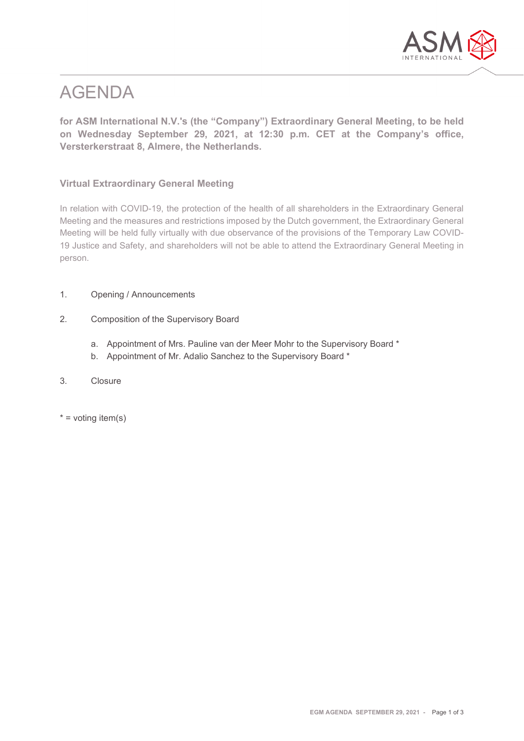# AGENDA

**for ASM International N.V.'s (the "Company") Extraordinary General Meeting, to be held on Wednesday September 29, 2021, at 12:30 p.m. CET at the Company's office, Versterkerstraat 8, Almere, the Netherlands.**

## Virtual Extraordinary General Meeting

In relation with COVID-19, the protection of the health of all shareholders in the Extraordinary General Meeting and the measures and restrictions imposed by the Dutch government, the Extraordinary General Meeting will be held fully virtually with due observance of the provisions of the Temporary Law COVID-19 Justice and Safety, and shareholders will not be able to attend the Extraordinary General Meeting in person.

1. Opening / Announcements

2. Composition of the Supervisory Board

   a. Appointment of Mrs. Pauline van der Meer Mohr to the Supervisory Board *
   b. Appointment of Mr. Adalio Sanchez to the Supervisory Board *

3. Closure

* = voting item(s)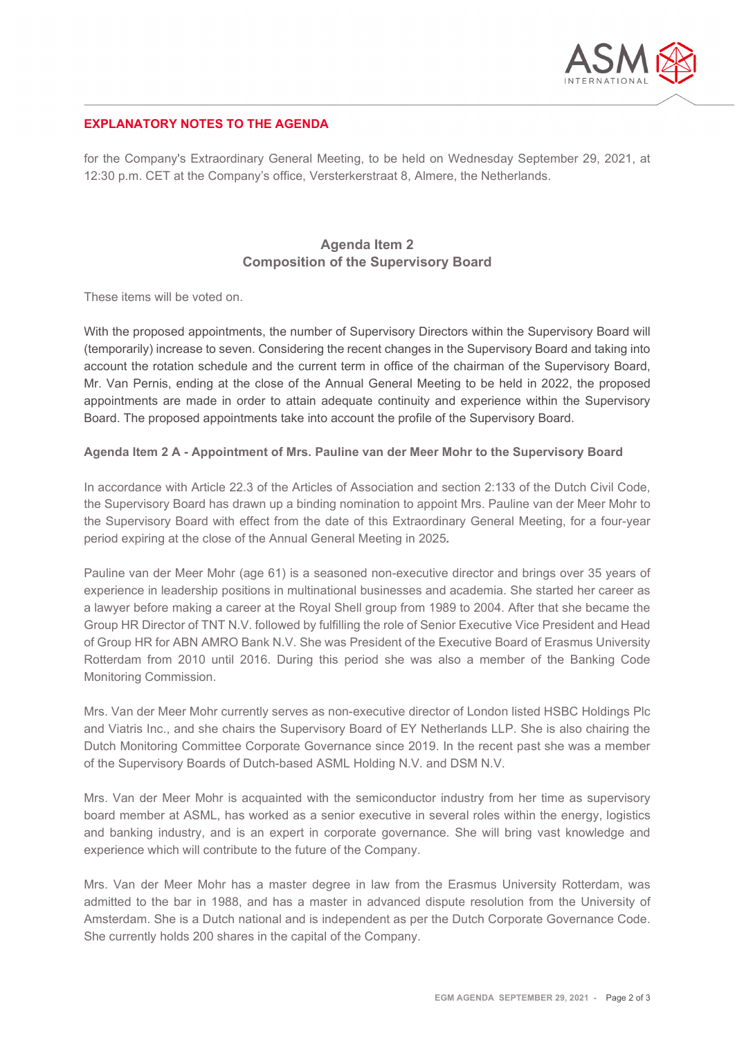## EXPLANATORY NOTES TO THE AGENDA

for the Company's Extraordinary General Meeting, to be held on Wednesday September 29, 2021, at 12:30 p.m. CET at the Company's office, Versterkerstraat 8, Almere, the Netherlands.

### Agenda Item 2
### Composition of the Supervisory Board

These items will be voted on.

With the proposed appointments, the number of Supervisory Directors within the Supervisory Board will (temporarily) increase to seven. Considering the recent changes in the Supervisory Board and taking into account the rotation schedule and the current term in office of the chairman of the Supervisory Board, Mr. Van Pernis, ending at the close of the Annual General Meeting to be held in 2022, the proposed appointments are made in order to attain adequate continuity and experience within the Supervisory Board. The proposed appointments take into account the profile of the Supervisory Board.

**Agenda Item 2 A - Appointment of Mrs. Pauline van der Meer Mohr to the Supervisory Board**

In accordance with Article 22.3 of the Articles of Association and section 2:133 of the Dutch Civil Code, the Supervisory Board has drawn up a binding nomination to appoint Mrs. Pauline van der Meer Mohr to the Supervisory Board with effect from the date of this Extraordinary General Meeting, for a four-year period expiring at the close of the Annual General Meeting in 2025.

Pauline van der Meer Mohr (age 61) is a seasoned non-executive director and brings over 35 years of experience in leadership positions in multinational businesses and academia. She started her career as a lawyer before making a career at the Royal Shell group from 1989 to 2004. After that she became the Group HR Director of TNT N.V. followed by fulfilling the role of Senior Executive Vice President and Head of Group HR for ABN AMRO Bank N.V. She was President of the Executive Board of Erasmus University Rotterdam from 2010 until 2016. During this period she was also a member of the Banking Code Monitoring Commission.

Mrs. Van der Meer Mohr currently serves as non-executive director of London listed HSBC Holdings Plc and Viatris Inc., and she chairs the Supervisory Board of EY Netherlands LLP. She is also chairing the Dutch Monitoring Committee Corporate Governance since 2019. In the recent past she was a member of the Supervisory Boards of Dutch-based ASML Holding N.V. and DSM N.V.

Mrs. Van der Meer Mohr is acquainted with the semiconductor industry from her time as supervisory board member at ASML, has worked as a senior executive in several roles within the energy, logistics and banking industry, and is an expert in corporate governance. She will bring vast knowledge and experience which will contribute to the future of the Company.

Mrs. Van der Meer Mohr has a master degree in law from the Erasmus University Rotterdam, was admitted to the bar in 1988, and has a master in advanced dispute resolution from the University of Amsterdam. She is a Dutch national and is independent as per the Dutch Corporate Governance Code. She currently holds 200 shares in the capital of the Company.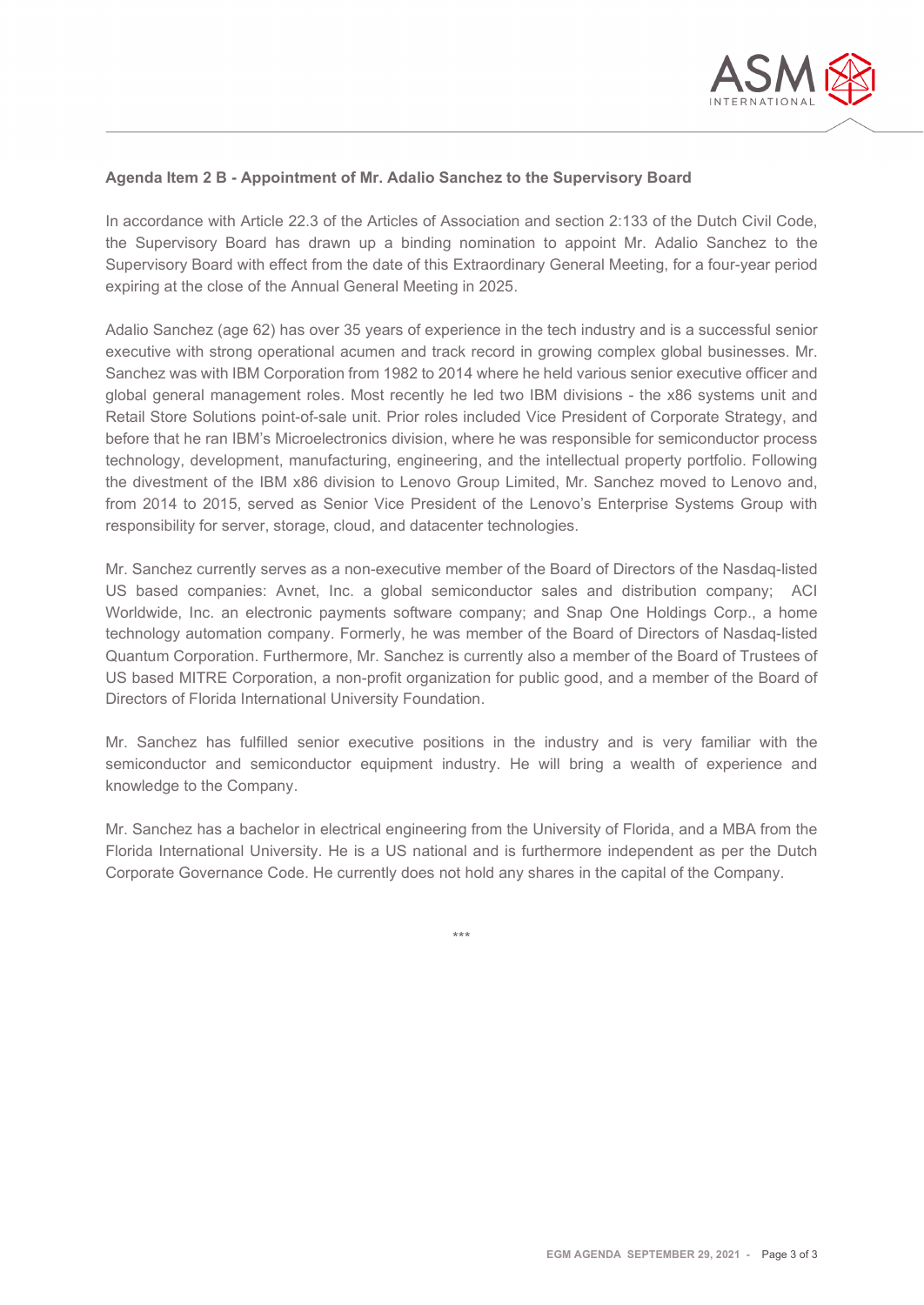**Agenda Item 2 B - Appointment of Mr. Adalio Sanchez to the Supervisory Board**

In accordance with Article 22.3 of the Articles of Association and section 2:133 of the Dutch Civil Code, the Supervisory Board has drawn up a binding nomination to appoint Mr. Adalio Sanchez to the Supervisory Board with effect from the date of this Extraordinary General Meeting, for a four-year period expiring at the close of the Annual General Meeting in 2025.

Adalio Sanchez (age 62) has over 35 years of experience in the tech industry and is a successful senior executive with strong operational acumen and track record in growing complex global businesses. Mr. Sanchez was with IBM Corporation from 1982 to 2014 where he held various senior executive officer and global general management roles. Most recently he led two IBM divisions - the x86 systems unit and Retail Store Solutions point-of-sale unit. Prior roles included Vice President of Corporate Strategy, and before that he ran IBM's Microelectronics division, where he was responsible for semiconductor process technology, development, manufacturing, engineering, and the intellectual property portfolio. Following the divestment of the IBM x86 division to Lenovo Group Limited, Mr. Sanchez moved to Lenovo and, from 2014 to 2015, served as Senior Vice President of the Lenovo's Enterprise Systems Group with responsibility for server, storage, cloud, and datacenter technologies.

Mr. Sanchez currently serves as a non-executive member of the Board of Directors of the Nasdaq-listed US based companies: Avnet, Inc. a global semiconductor sales and distribution company; ACI Worldwide, Inc. an electronic payments software company; and Snap One Holdings Corp., a home technology automation company. Formerly, he was member of the Board of Directors of Nasdaq-listed Quantum Corporation. Furthermore, Mr. Sanchez is currently also a member of the Board of Trustees of US based MITRE Corporation, a non-profit organization for public good, and a member of the Board of Directors of Florida International University Foundation.

Mr. Sanchez has fulfilled senior executive positions in the industry and is very familiar with the semiconductor and semiconductor equipment industry. He will bring a wealth of experience and knowledge to the Company.

Mr. Sanchez has a bachelor in electrical engineering from the University of Florida, and a MBA from the Florida International University. He is a US national and is furthermore independent as per the Dutch Corporate Governance Code. He currently does not hold any shares in the capital of the Company.

***